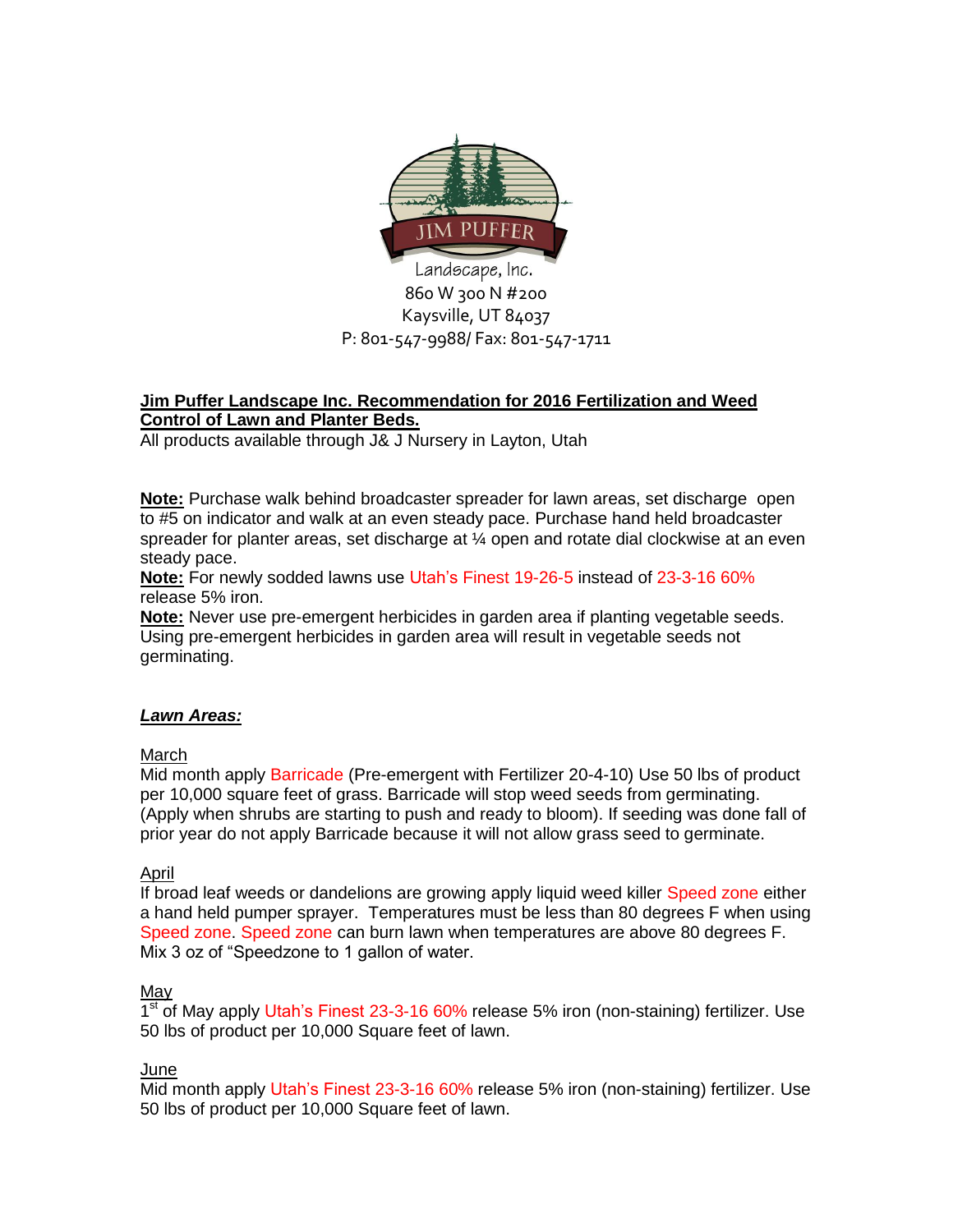JIM PUFFER

Landscape, Inc.
860 W 300 N #200
Kaysville, UT 84037
P: 801-547-9988/ Fax: 801-547-1711

**Jim Puffer Landscape Inc. Recommendation for 2016 Fertilization and Weed Control of Lawn and Planter Beds.**

All products available through J& J Nursery in Layton, Utah

**Note:** Purchase walk behind broadcaster spreader for lawn areas, set discharge open to #5 on indicator and walk at an even steady pace. Purchase hand held broadcaster spreader for planter areas, set discharge at ¼ open and rotate dial clockwise at an even steady pace.

**Note:** For newly sodded lawns use Utah's Finest 19-26-5 instead of 23-3-16 60% release 5% iron.

**Note:** Never use pre-emergent herbicides in garden area if planting vegetable seeds. Using pre-emergent herbicides in garden area will result in vegetable seeds not germinating.

***Lawn Areas:***

March

Mid month apply Barricade (Pre-emergent with Fertilizer 20-4-10) Use 50 lbs of product per 10,000 square feet of grass. Barricade will stop weed seeds from germinating. (Apply when shrubs are starting to push and ready to bloom). If seeding was done fall of prior year do not apply Barricade because it will not allow grass seed to germinate.

April

If broad leaf weeds or dandelions are growing apply liquid weed killer Speed zone either a hand held pumper sprayer. Temperatures must be less than 80 degrees F when using Speed zone. Speed zone can burn lawn when temperatures are above 80 degrees F. Mix 3 oz of "Speedzone to 1 gallon of water.

May

1st of May apply Utah's Finest 23-3-16 60% release 5% iron (non-staining) fertilizer. Use 50 lbs of product per 10,000 Square feet of lawn.

June

Mid month apply Utah's Finest 23-3-16 60% release 5% iron (non-staining) fertilizer. Use 50 lbs of product per 10,000 Square feet of lawn.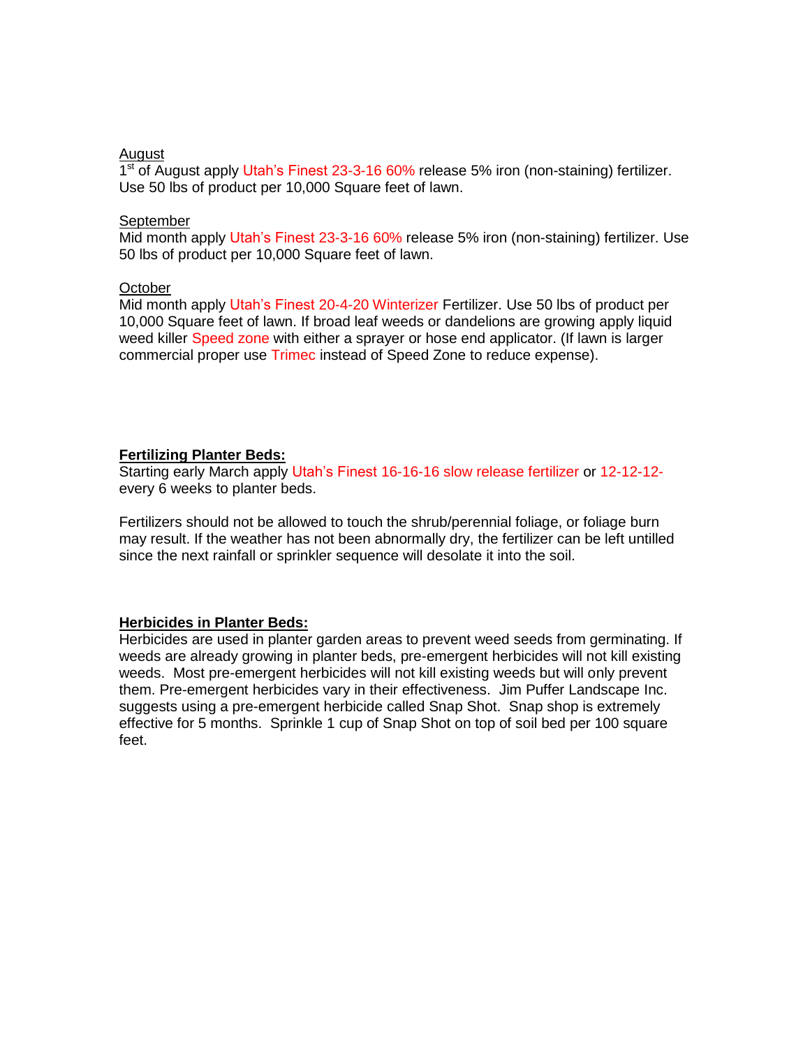August
1st of August apply Utah's Finest 23-3-16 60% release 5% iron (non-staining) fertilizer. Use 50 lbs of product per 10,000 Square feet of lawn.

September
Mid month apply Utah's Finest 23-3-16 60% release 5% iron (non-staining) fertilizer. Use 50 lbs of product per 10,000 Square feet of lawn.

October
Mid month apply Utah's Finest 20-4-20 Winterizer Fertilizer. Use 50 lbs of product per 10,000 Square feet of lawn. If broad leaf weeds or dandelions are growing apply liquid weed killer Speed zone with either a sprayer or hose end applicator. (If lawn is larger commercial proper use Trimec instead of Speed Zone to reduce expense).

**Fertilizing Planter Beds:**
Starting early March apply Utah's Finest 16-16-16 slow release fertilizer or 12-12-12- every 6 weeks to planter beds.

Fertilizers should not be allowed to touch the shrub/perennial foliage, or foliage burn may result. If the weather has not been abnormally dry, the fertilizer can be left untilled since the next rainfall or sprinkler sequence will desolate it into the soil.

**Herbicides in Planter Beds:**
Herbicides are used in planter garden areas to prevent weed seeds from germinating. If weeds are already growing in planter beds, pre-emergent herbicides will not kill existing weeds. Most pre-emergent herbicides will not kill existing weeds but will only prevent them. Pre-emergent herbicides vary in their effectiveness. Jim Puffer Landscape Inc. suggests using a pre-emergent herbicide called Snap Shot. Snap shop is extremely effective for 5 months. Sprinkle 1 cup of Snap Shot on top of soil bed per 100 square feet.